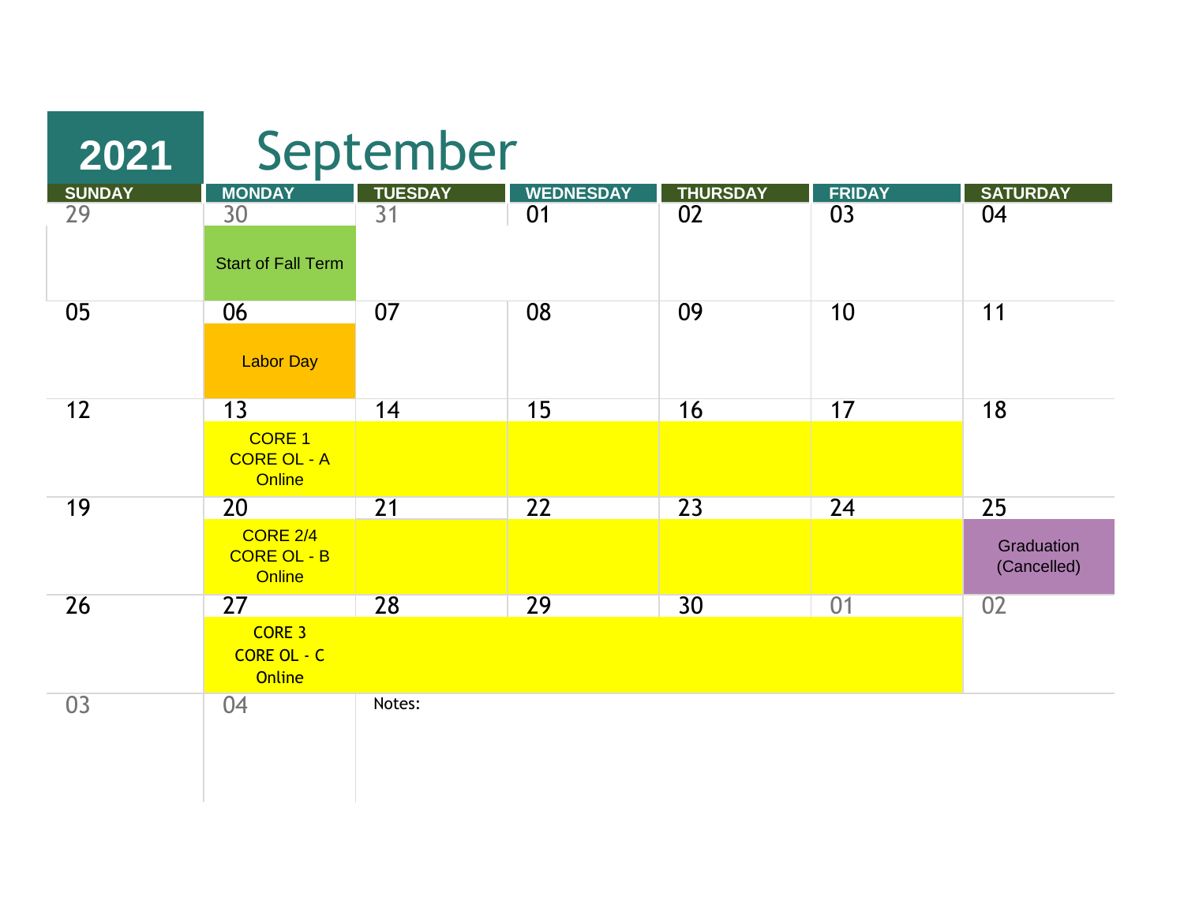# 2021 September

| SUNDAY | MONDAY | TUESDAY | WEDNESDAY | THURSDAY | FRIDAY | SATURDAY |
|---|---|---|---|---|---|---|
| 29 | 30<br>Start of Fall Term | 31 | 01 | 02 | 03 | 04 |
| 05 | 06<br>Labor Day | 07 | 08 | 09 | 10 | 11 |
| 12 | 13<br>CORE 1<br>CORE OL - A<br>Online | 14 | 15 | 16 | 17 | 18 |
| 19 | 20<br>CORE 2/4<br>CORE OL - B<br>Online | 21 | 22 | 23 | 24 | 25<br>Graduation<br>(Cancelled) |
| 26 | 27<br>CORE 3<br>CORE OL - C<br>Online | 28 | 29 | 30 | 01 | 02 |
| 03 | 04 | Notes: | | | | |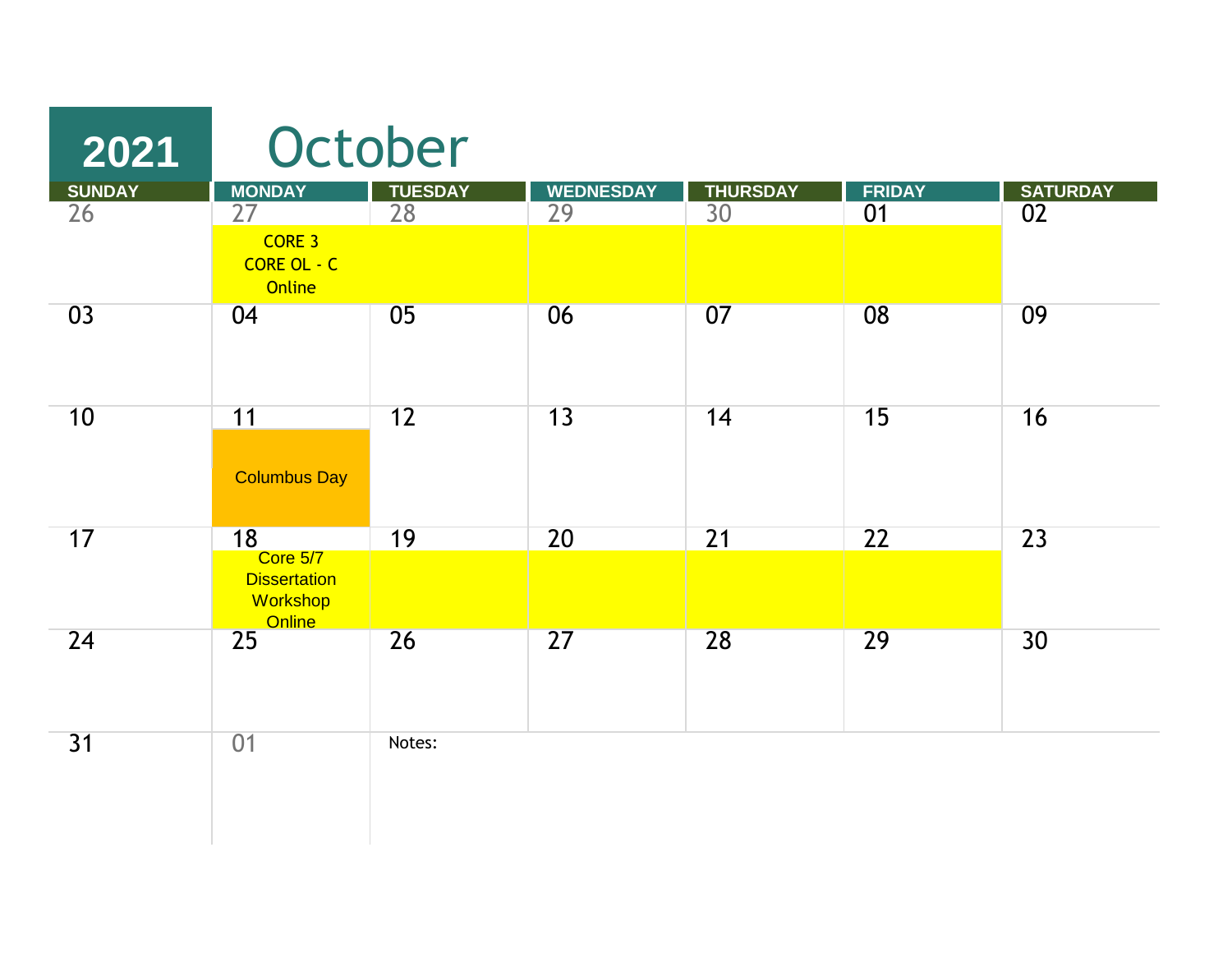# 2021 October

| SUNDAY | MONDAY | TUESDAY | WEDNESDAY | THURSDAY | FRIDAY | SATURDAY |
|---|---|---|---|---|---|---|
| 26 | 27<br>CORE 3<br>CORE OL - C<br>Online | 28 | 29 | 30 | 01 | 02 |
| 03 | 04 | 05 | 06 | 07 | 08 | 09 |
| 10 | 11<br>Columbus Day | 12 | 13 | 14 | 15 | 16 |
| 17 | 18<br>Core 5/7<br>Dissertation<br>Workshop<br>Online | 19 | 20 | 21 | 22 | 23 |
| 24 | 25 | 26 | 27 | 28 | 29 | 30 |
| 31 | 01 | Notes: | | | | |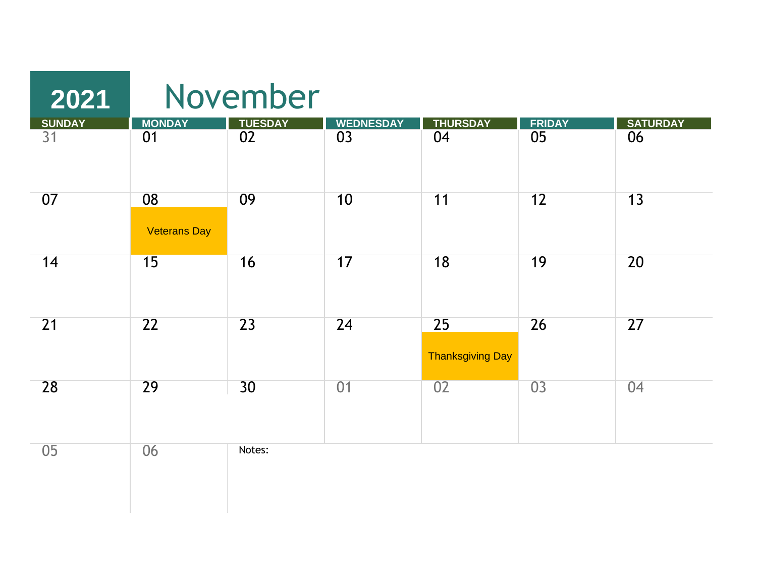# 2021 November

| SUNDAY | MONDAY | TUESDAY | WEDNESDAY | THURSDAY | FRIDAY | SATURDAY |
|---|---|---|---|---|---|---|
| 31 | 01 | 02 | 03 | 04 | 05 | 06 |
| 07 | 08 Veterans Day | 09 | 10 | 11 | 12 | 13 |
| 14 | 15 | 16 | 17 | 18 | 19 | 20 |
| 21 | 22 | 23 | 24 | 25 Thanksgiving Day | 26 | 27 |
| 28 | 29 | 30 | 01 | 02 | 03 | 04 |
| 05 | 06 | Notes: | | | | |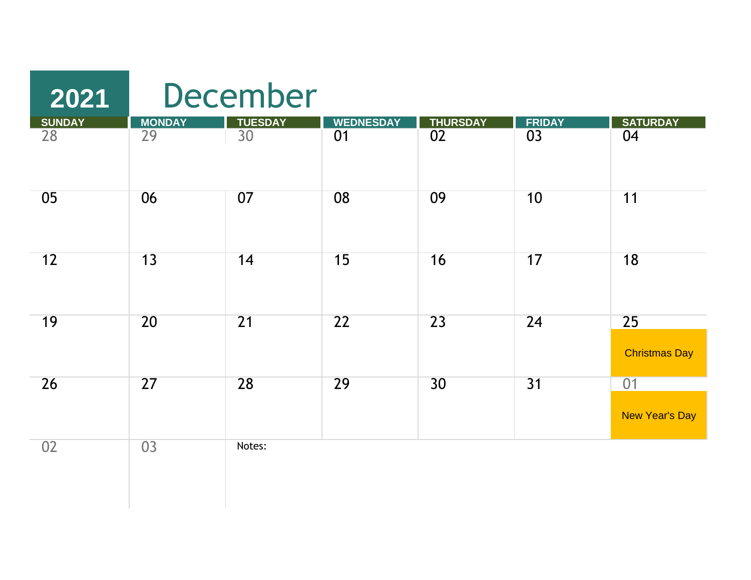# 2021 December

| SUNDAY | MONDAY | TUESDAY | WEDNESDAY | THURSDAY | FRIDAY | SATURDAY |
|---|---|---|---|---|---|---|
| 28 | 29 | 30 | 01 | 02 | 03 | 04 |
| 05 | 06 | 07 | 08 | 09 | 10 | 11 |
| 12 | 13 | 14 | 15 | 16 | 17 | 18 |
| 19 | 20 | 21 | 22 | 23 | 24 | 25 Christmas Day |
| 26 | 27 | 28 | 29 | 30 | 31 | 01 New Year's Day |
| 02 | 03 | Notes: | | | | |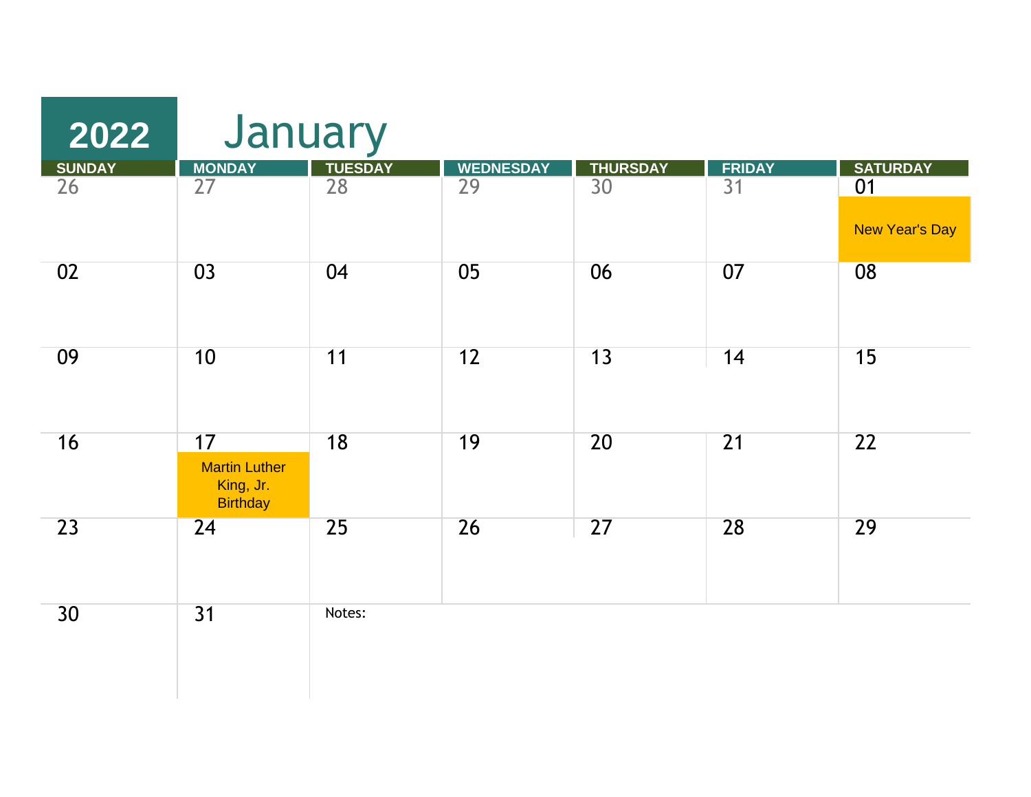# 2022 January

| SUNDAY | MONDAY | TUESDAY | WEDNESDAY | THURSDAY | FRIDAY | SATURDAY |
|---|---|---|---|---|---|---|
| 26 | 27 | 28 | 29 | 30 | 31 | 01 New Year's Day |
| 02 | 03 | 04 | 05 | 06 | 07 | 08 |
| 09 | 10 | 11 | 12 | 13 | 14 | 15 |
| 16 | 17 Martin Luther King, Jr. Birthday | 18 | 19 | 20 | 21 | 22 |
| 23 | 24 | 25 | 26 | 27 | 28 | 29 |
| 30 | 31 | Notes: | | | | |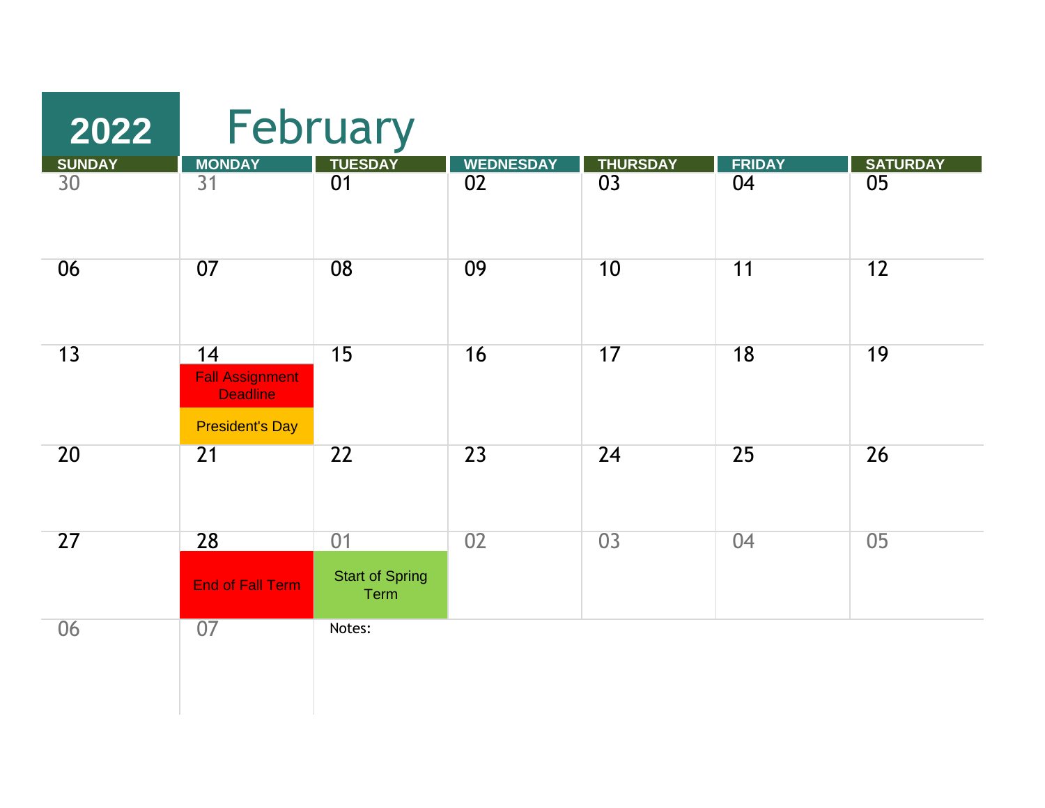# 2022 February

| SUNDAY | MONDAY | TUESDAY | WEDNESDAY | THURSDAY | FRIDAY | SATURDAY |
| --- | --- | --- | --- | --- | --- | --- |
| 30 | 31 | 01 | 02 | 03 | 04 | 05 |
| 06 | 07 | 08 | 09 | 10 | 11 | 12 |
| 13 | 14 Fall Assignment Deadline; President's Day | 15 | 16 | 17 | 18 | 19 |
| 20 | 21 | 22 | 23 | 24 | 25 | 26 |
| 27 | 28 End of Fall Term | 01 Start of Spring Term | 02 | 03 | 04 | 05 |
| 06 | 07 | Notes: | | | | |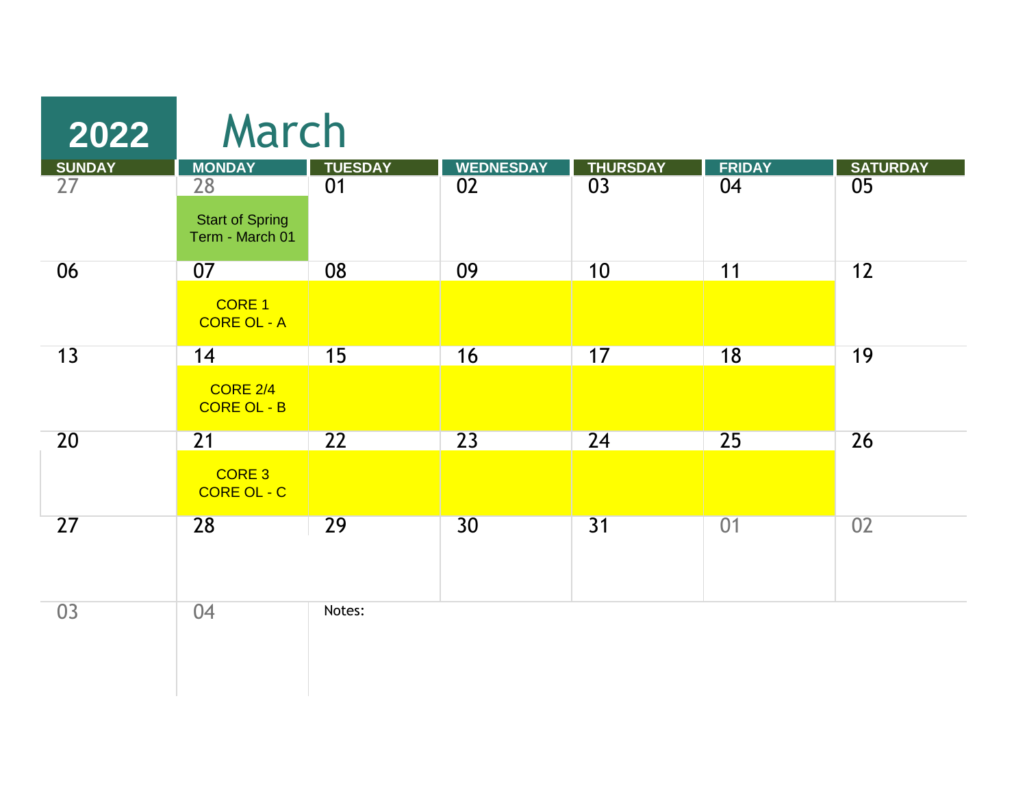# 2022 March

| SUNDAY | MONDAY | TUESDAY | WEDNESDAY | THURSDAY | FRIDAY | SATURDAY |
|---|---|---|---|---|---|---|
| 27 | 28<br>Start of Spring Term - March 01 | 01 | 02 | 03 | 04 | 05 |
| 06 | 07<br>CORE 1<br>CORE OL - A | 08 | 09 | 10 | 11 | 12 |
| 13 | 14<br>CORE 2/4<br>CORE OL - B | 15 | 16 | 17 | 18 | 19 |
| 20 | 21<br>CORE 3<br>CORE OL - C | 22 | 23 | 24 | 25 | 26 |
| 27 | 28 | 29 | 30 | 31 | 01 | 02 |
| 03 | 04 | Notes: | | | | |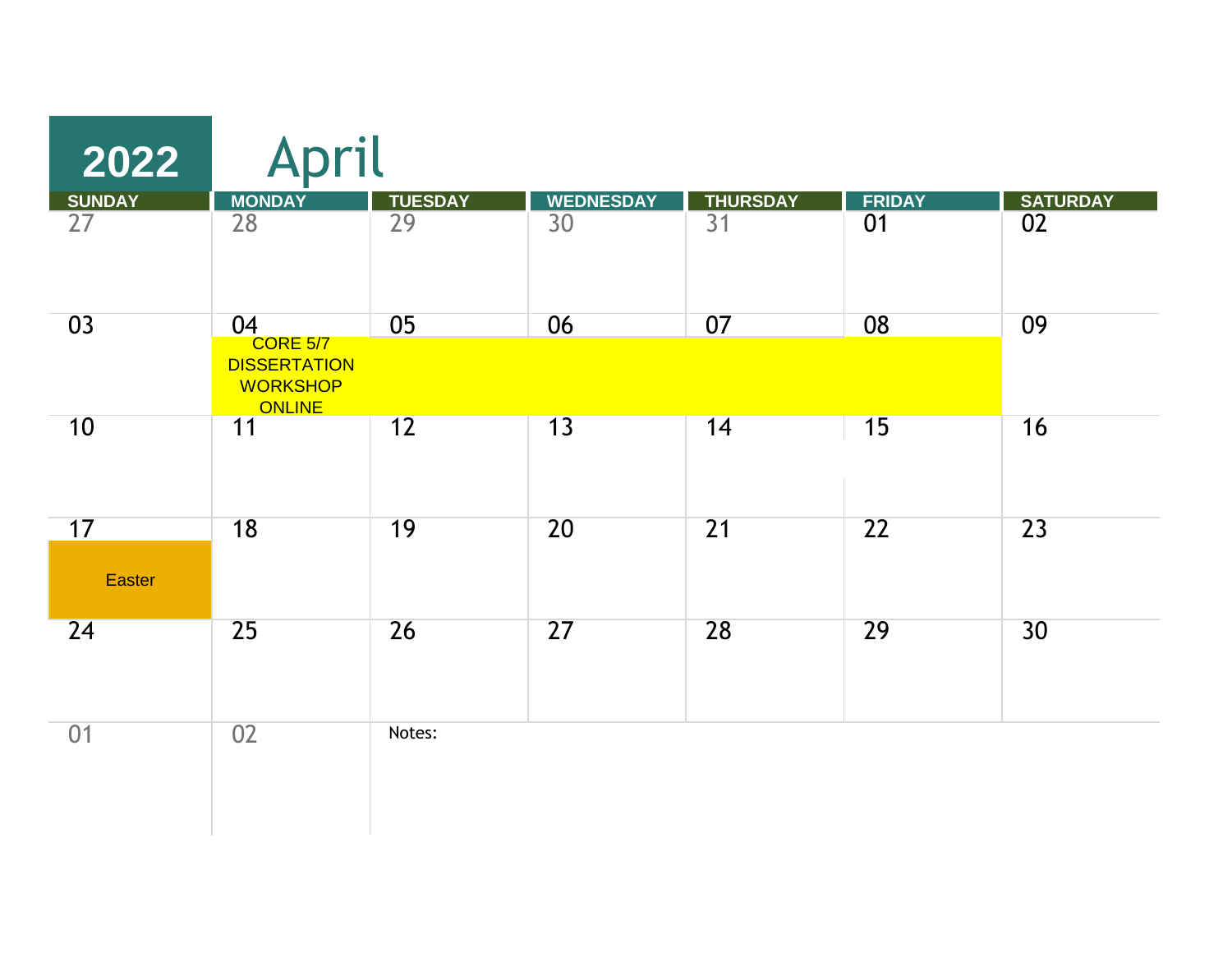# 2022 April

| SUNDAY | MONDAY | TUESDAY | WEDNESDAY | THURSDAY | FRIDAY | SATURDAY |
|---|---|---|---|---|---|---|
| 27 | 28 | 29 | 30 | 31 | 01 | 02 |
| 03 | 04 CORE 5/7 DISSERTATION WORKSHOP ONLINE | 05 | 06 | 07 | 08 | 09 |
| 10 | 11 | 12 | 13 | 14 | 15 | 16 |
| 17 Easter | 18 | 19 | 20 | 21 | 22 | 23 |
| 24 | 25 | 26 | 27 | 28 | 29 | 30 |
| 01 | 02 | Notes: | | | | |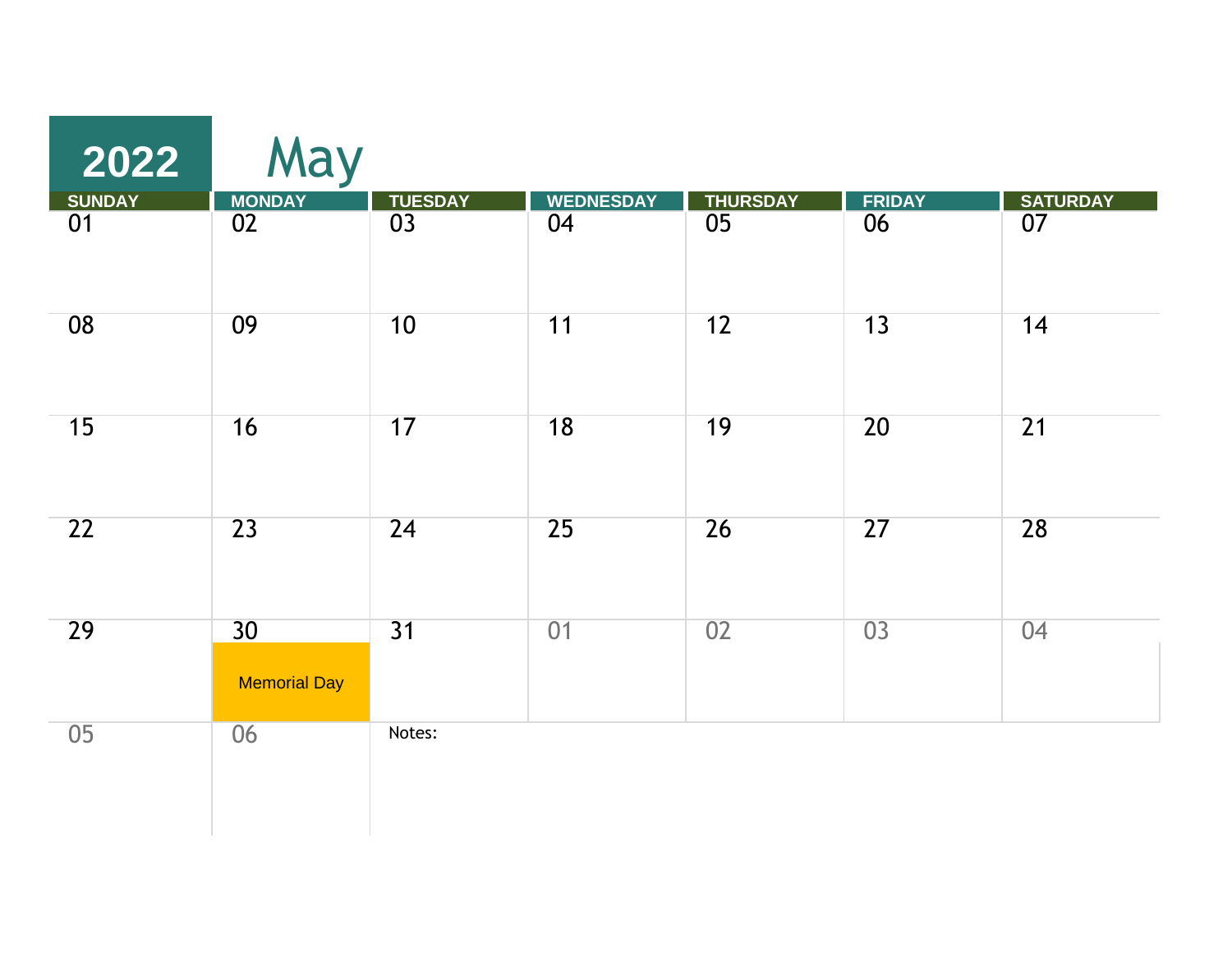# 2022 May

| SUNDAY | MONDAY | TUESDAY | WEDNESDAY | THURSDAY | FRIDAY | SATURDAY |
|---|---|---|---|---|---|---|
| 01 | 02 | 03 | 04 | 05 | 06 | 07 |
| 08 | 09 | 10 | 11 | 12 | 13 | 14 |
| 15 | 16 | 17 | 18 | 19 | 20 | 21 |
| 22 | 23 | 24 | 25 | 26 | 27 | 28 |
| 29 | 30 Memorial Day | 31 | 01 | 02 | 03 | 04 |
| 05 | 06 | Notes: | | | | |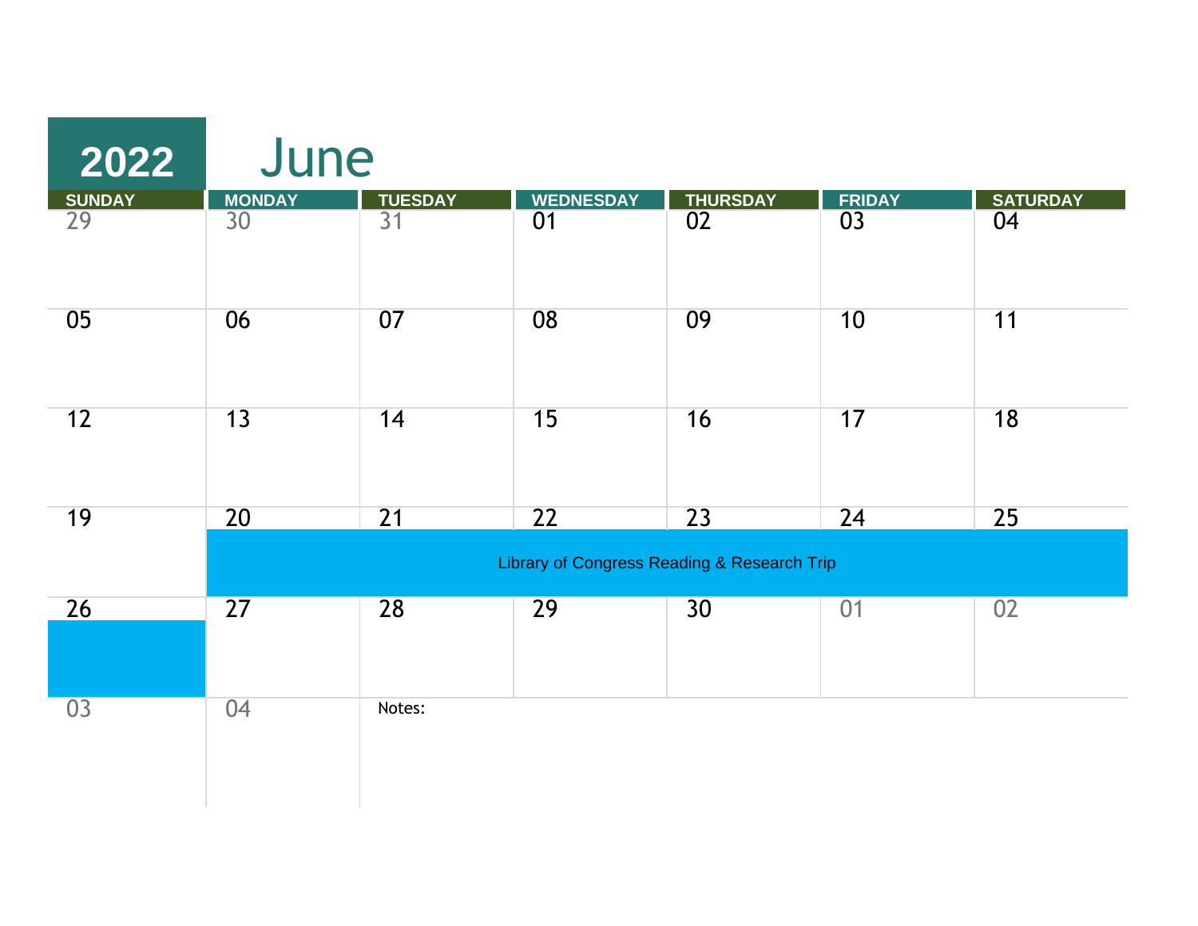# 2022 June

| SUNDAY | MONDAY | TUESDAY | WEDNESDAY | THURSDAY | FRIDAY | SATURDAY |
|---|---|---|---|---|---|---|
| 29 | 30 | 31 | 01 | 02 | 03 | 04 |
| 05 | 06 | 07 | 08 | 09 | 10 | 11 |
| 12 | 13 | 14 | 15 | 16 | 17 | 18 |
| 19 | 20 Library of Congress Reading & Research Trip | 21 | 22 | 23 | 24 | 25 |
| 26 | 27 | 28 | 29 | 30 | 01 | 02 |
| 03 | 04 | Notes: | | | | |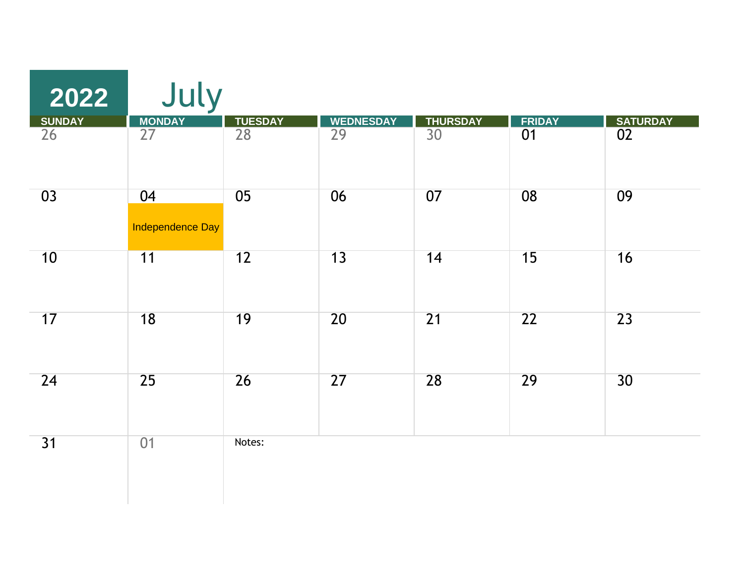# 2022 July

| SUNDAY | MONDAY | TUESDAY | WEDNESDAY | THURSDAY | FRIDAY | SATURDAY |
|---|---|---|---|---|---|---|
| 26 | 27 | 28 | 29 | 30 | 01 | 02 |
| 03 | 04 Independence Day | 05 | 06 | 07 | 08 | 09 |
| 10 | 11 | 12 | 13 | 14 | 15 | 16 |
| 17 | 18 | 19 | 20 | 21 | 22 | 23 |
| 24 | 25 | 26 | 27 | 28 | 29 | 30 |
| 31 | 01 | Notes: | | | | |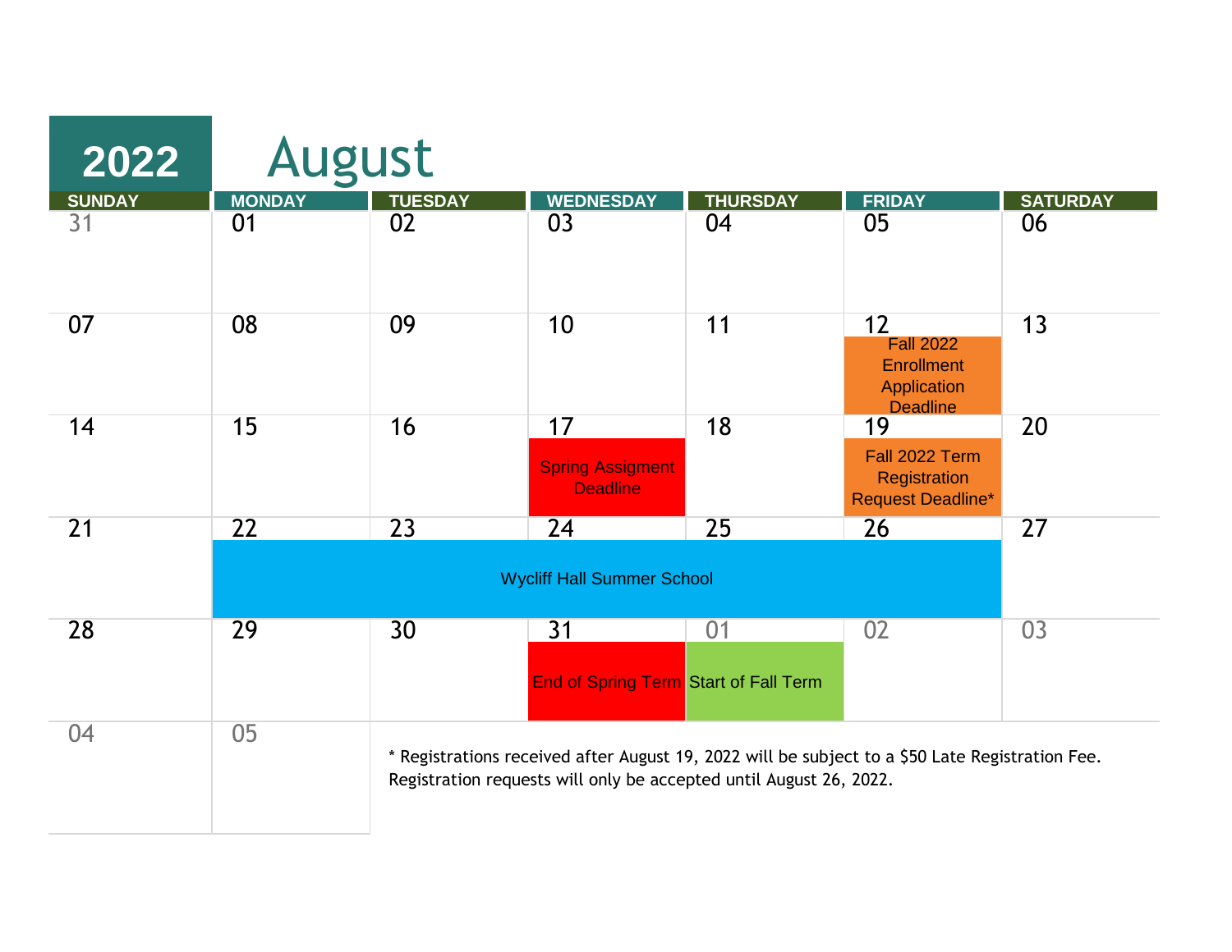# 2022 August

| SUNDAY | MONDAY | TUESDAY | WEDNESDAY | THURSDAY | FRIDAY | SATURDAY |
|---|---|---|---|---|---|---|
| 31 | 01 | 02 | 03 | 04 | 05 | 06 |
| 07 | 08 | 09 | 10 | 11 | 12 Fall 2022 Enrollment Application Deadline | 13 |
| 14 | 15 | 16 | 17 Spring Assigment Deadline | 18 | 19 Fall 2022 Term Registration Request Deadline* | 20 |
| 21 | 22 Wycliff Hall Summer School | 23 Wycliff Hall Summer School | 24 Wycliff Hall Summer School | 25 Wycliff Hall Summer School | 26 Wycliff Hall Summer School | 27 |
| 28 | 29 | 30 | 31 End of Spring Term | 01 Start of Fall Term | 02 | 03 |
| 04 | 05 | | | | | |

* Registrations received after August 19, 2022 will be subject to a $50 Late Registration Fee. Registration requests will only be accepted until August 26, 2022.